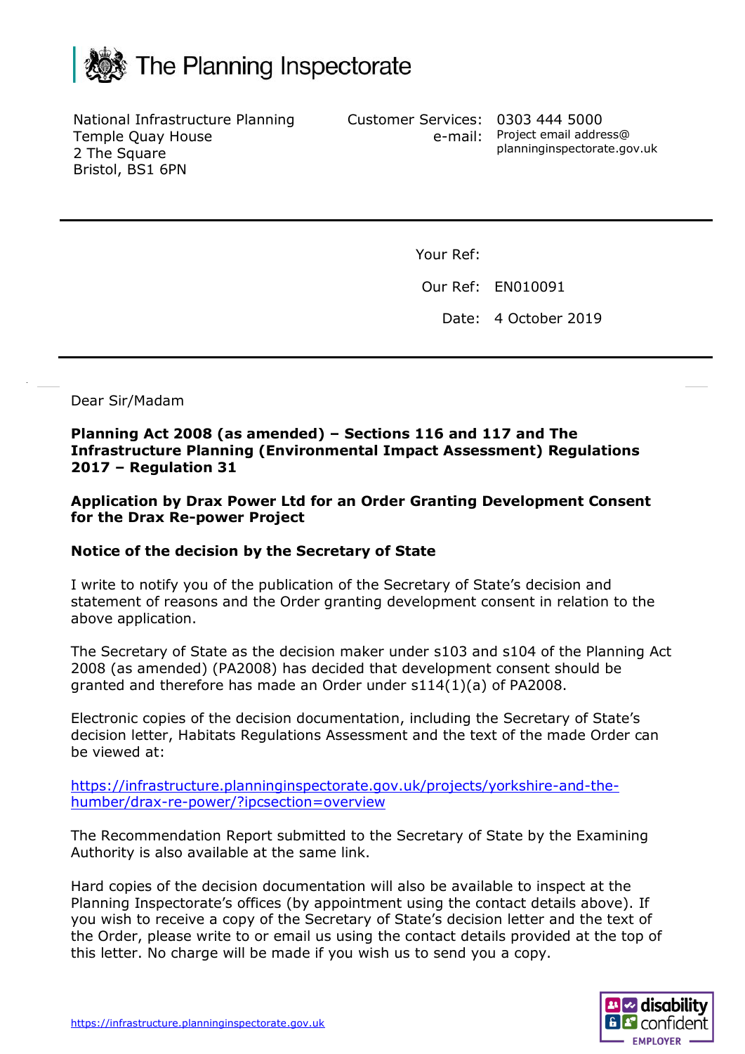The Planning Inspectorate

National Infrastructure Planning
Temple Quay House
2 The Square
Bristol, BS1 6PN

Customer Services: 0303 444 5000
e-mail: Project email address@planninginspectorate.gov.uk

Your Ref:

Our Ref: EN010091

Date: 4 October 2019

Dear Sir/Madam

**Planning Act 2008 (as amended) – Sections 116 and 117 and The Infrastructure Planning (Environmental Impact Assessment) Regulations 2017 – Regulation 31**

**Application by Drax Power Ltd for an Order Granting Development Consent for the Drax Re-power Project**

**Notice of the decision by the Secretary of State**

I write to notify you of the publication of the Secretary of State's decision and statement of reasons and the Order granting development consent in relation to the above application.

The Secretary of State as the decision maker under s103 and s104 of the Planning Act 2008 (as amended) (PA2008) has decided that development consent should be granted and therefore has made an Order under s114(1)(a) of PA2008.

Electronic copies of the decision documentation, including the Secretary of State's decision letter, Habitats Regulations Assessment and the text of the made Order can be viewed at:

[https://infrastructure.planninginspectorate.gov.uk/projects/yorkshire-and-the-humber/drax-re-power/?ipcsection=overview](https://infrastructure.planninginspectorate.gov.uk/projects/yorkshire-and-the-humber/drax-re-power/?ipcsection=overview)

The Recommendation Report submitted to the Secretary of State by the Examining Authority is also available at the same link.

Hard copies of the decision documentation will also be available to inspect at the Planning Inspectorate's offices (by appointment using the contact details above). If you wish to receive a copy of the Secretary of State's decision letter and the text of the Order, please write to or email us using the contact details provided at the top of this letter. No charge will be made if you wish us to send you a copy.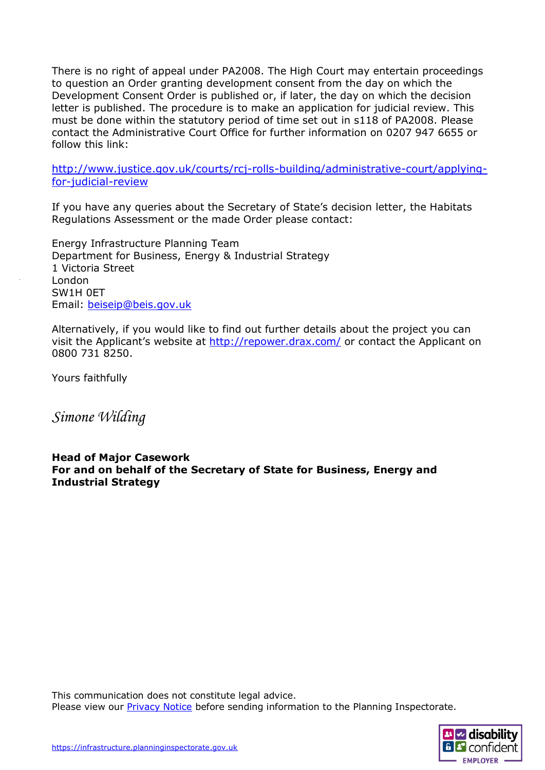There is no right of appeal under PA2008. The High Court may entertain proceedings to question an Order granting development consent from the day on which the Development Consent Order is published or, if later, the day on which the decision letter is published. The procedure is to make an application for judicial review. This must be done within the statutory period of time set out in s118 of PA2008. Please contact the Administrative Court Office for further information on 0207 947 6655 or follow this link:

http://www.justice.gov.uk/courts/rcj-rolls-building/administrative-court/applying-for-judicial-review

If you have any queries about the Secretary of State's decision letter, the Habitats Regulations Assessment or the made Order please contact:

Energy Infrastructure Planning Team
Department for Business, Energy & Industrial Strategy
1 Victoria Street
London
SW1H 0ET
Email: beiseip@beis.gov.uk

Alternatively, if you would like to find out further details about the project you can visit the Applicant's website at http://repower.drax.com/ or contact the Applicant on 0800 731 8250.

Yours faithfully

*Simone Wilding*

**Head of Major Casework**
**For and on behalf of the Secretary of State for Business, Energy and Industrial Strategy**

This communication does not constitute legal advice.
Please view our Privacy Notice before sending information to the Planning Inspectorate.

https://infrastructure.planninginspectorate.gov.uk

disability confident EMPLOYER